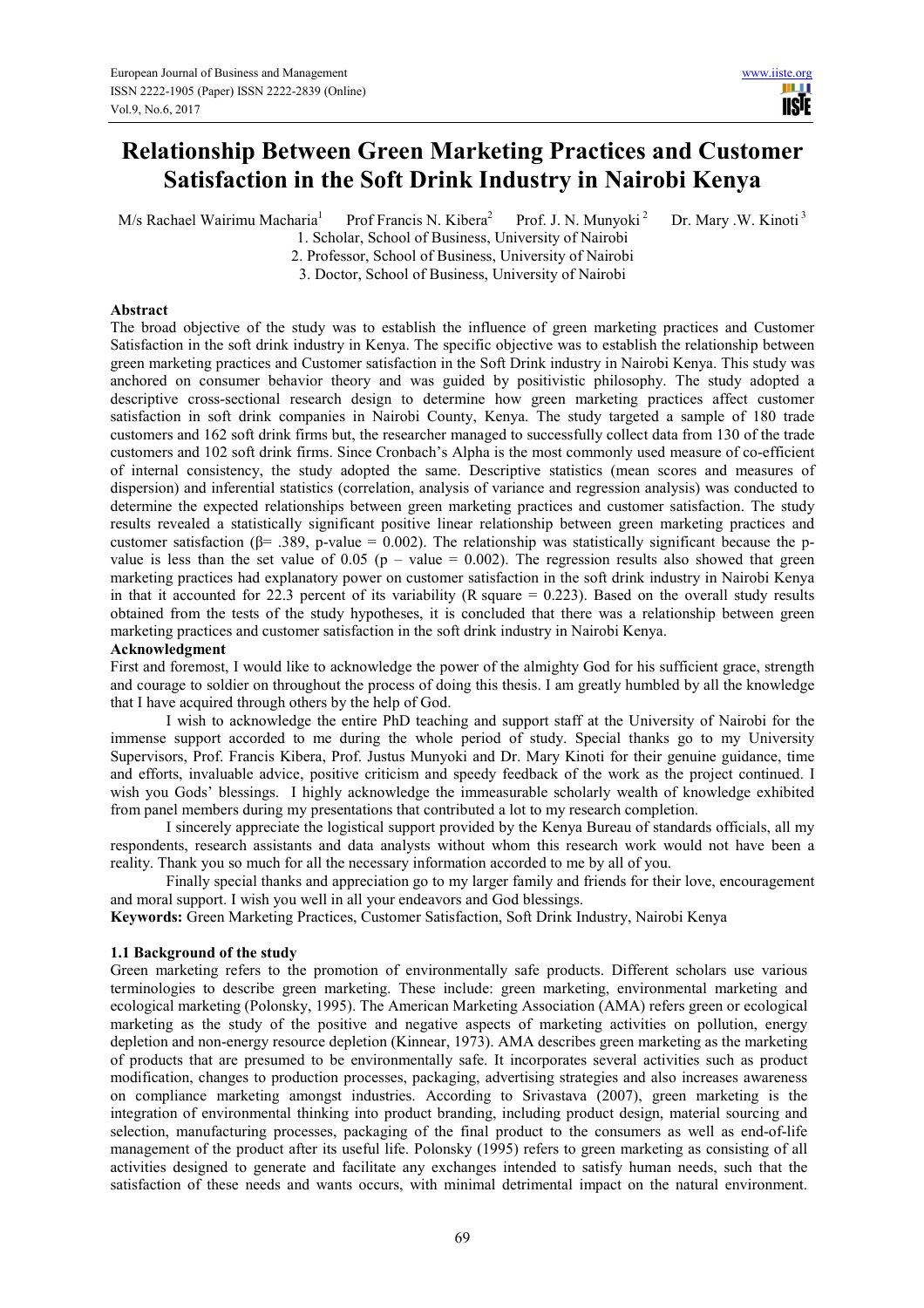# Relationship Between Green Marketing Practices and Customer Satisfaction in the Soft Drink Industry in Nairobi Kenya

M/s Rachael Wairimu Macharia[1] Prof Francis N. Kibera[2] Prof. J. N. Munyoki[2] Dr. Mary .W. Kinoti[3]

1. Scholar, School of Business, University of Nairobi
2. Professor, School of Business, University of Nairobi
3. Doctor, School of Business, University of Nairobi

## Abstract

The broad objective of the study was to establish the influence of green marketing practices and Customer Satisfaction in the soft drink industry in Kenya. The specific objective was to establish the relationship between green marketing practices and Customer satisfaction in the Soft Drink industry in Nairobi Kenya. This study was anchored on consumer behavior theory and was guided by positivistic philosophy. The study adopted a descriptive cross-sectional research design to determine how green marketing practices affect customer satisfaction in soft drink companies in Nairobi County, Kenya. The study targeted a sample of 180 trade customers and 162 soft drink firms but, the researcher managed to successfully collect data from 130 of the trade customers and 102 soft drink firms. Since Cronbach's Alpha is the most commonly used measure of co-efficient of internal consistency, the study adopted the same. Descriptive statistics (mean scores and measures of dispersion) and inferential statistics (correlation, analysis of variance and regression analysis) was conducted to determine the expected relationships between green marketing practices and customer satisfaction. The study results revealed a statistically significant positive linear relationship between green marketing practices and customer satisfaction ($\beta = .389$, p-value = 0.002). The relationship was statistically significant because the p-value is less than the set value of 0.05 (p – value = 0.002). The regression results also showed that green marketing practices had explanatory power on customer satisfaction in the soft drink industry in Nairobi Kenya in that it accounted for 22.3 percent of its variability (R square = 0.223). Based on the overall study results obtained from the tests of the study hypotheses, it is concluded that there was a relationship between green marketing practices and customer satisfaction in the soft drink industry in Nairobi Kenya.

## Acknowledgment

First and foremost, I would like to acknowledge the power of the almighty God for his sufficient grace, strength and courage to soldier on throughout the process of doing this thesis. I am greatly humbled by all the knowledge that I have acquired through others by the help of God.

I wish to acknowledge the entire PhD teaching and support staff at the University of Nairobi for the immense support accorded to me during the whole period of study. Special thanks go to my University Supervisors, Prof. Francis Kibera, Prof. Justus Munyoki and Dr. Mary Kinoti for their genuine guidance, time and efforts, invaluable advice, positive criticism and speedy feedback of the work as the project continued. I wish you Gods' blessings. I highly acknowledge the immeasurable scholarly wealth of knowledge exhibited from panel members during my presentations that contributed a lot to my research completion.

I sincerely appreciate the logistical support provided by the Kenya Bureau of standards officials, all my respondents, research assistants and data analysts without whom this research work would not have been a reality. Thank you so much for all the necessary information accorded to me by all of you.

Finally special thanks and appreciation go to my larger family and friends for their love, encouragement and moral support. I wish you well in all your endeavors and God blessings.

**Keywords:** Green Marketing Practices, Customer Satisfaction, Soft Drink Industry, Nairobi Kenya

### 1.1 Background of the study

Green marketing refers to the promotion of environmentally safe products. Different scholars use various terminologies to describe green marketing. These include: green marketing, environmental marketing and ecological marketing (Polonsky, 1995). The American Marketing Association (AMA) refers green or ecological marketing as the study of the positive and negative aspects of marketing activities on pollution, energy depletion and non-energy resource depletion (Kinnear, 1973). AMA describes green marketing as the marketing of products that are presumed to be environmentally safe. It incorporates several activities such as product modification, changes to production processes, packaging, advertising strategies and also increases awareness on compliance marketing amongst industries. According to Srivastava (2007), green marketing is the integration of environmental thinking into product branding, including product design, material sourcing and selection, manufacturing processes, packaging of the final product to the consumers as well as end-of-life management of the product after its useful life. Polonsky (1995) refers to green marketing as consisting of all activities designed to generate and facilitate any exchanges intended to satisfy human needs, such that the satisfaction of these needs and wants occurs, with minimal detrimental impact on the natural environment.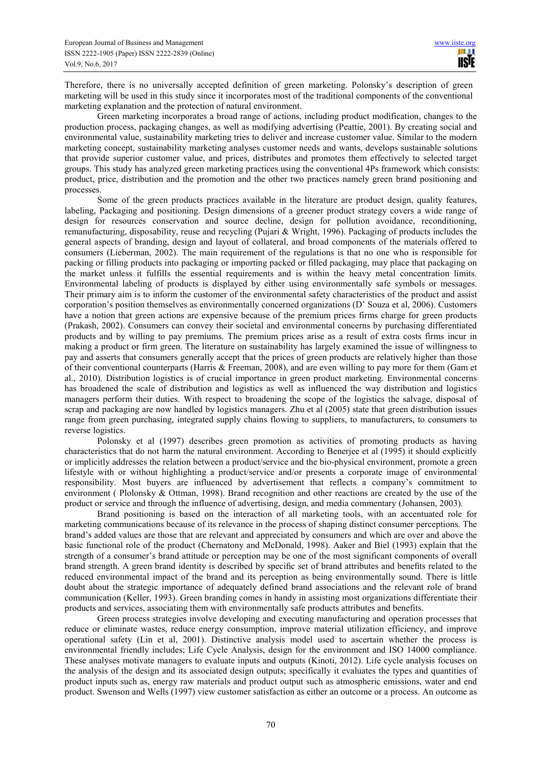Therefore, there is no universally accepted definition of green marketing. Polonsky's description of green marketing will be used in this study since it incorporates most of the traditional components of the conventional marketing explanation and the protection of natural environment.

Green marketing incorporates a broad range of actions, including product modification, changes to the production process, packaging changes, as well as modifying advertising (Peattie, 2001). By creating social and environmental value, sustainability marketing tries to deliver and increase customer value. Similar to the modern marketing concept, sustainability marketing analyses customer needs and wants, develops sustainable solutions that provide superior customer value, and prices, distributes and promotes them effectively to selected target groups. This study has analyzed green marketing practices using the conventional 4Ps framework which consists: product, price, distribution and the promotion and the other two practices namely green brand positioning and processes.

Some of the green products practices available in the literature are product design, quality features, labeling, Packaging and positioning. Design dimensions of a greener product strategy covers a wide range of design for resources conservation and source decline, design for pollution avoidance, reconditioning, remanufacturing, disposability, reuse and recycling (Pujari & Wright, 1996). Packaging of products includes the general aspects of branding, design and layout of collateral, and broad components of the materials offered to consumers (Lieberman, 2002). The main requirement of the regulations is that no one who is responsible for packing or filling products into packaging or importing packed or filled packaging, may place that packaging on the market unless it fulfills the essential requirements and is within the heavy metal concentration limits. Environmental labeling of products is displayed by either using environmentally safe symbols or messages. Their primary aim is to inform the customer of the environmental safety characteristics of the product and assist corporation's position themselves as environmentally concerned organizations (D' Souza et al, 2006). Customers have a notion that green actions are expensive because of the premium prices firms charge for green products (Prakash, 2002). Consumers can convey their societal and environmental concerns by purchasing differentiated products and by willing to pay premiums. The premium prices arise as a result of extra costs firms incur in making a product or firm green. The literature on sustainability has largely examined the issue of willingness to pay and asserts that consumers generally accept that the prices of green products are relatively higher than those of their conventional counterparts (Harris & Freeman, 2008), and are even willing to pay more for them (Gam et al., 2010). Distribution logistics is of crucial importance in green product marketing. Environmental concerns has broadened the scale of distribution and logistics as well as influenced the way distribution and logistics managers perform their duties. With respect to broadening the scope of the logistics the salvage, disposal of scrap and packaging are now handled by logistics managers. Zhu et al (2005) state that green distribution issues range from green purchasing, integrated supply chains flowing to suppliers, to manufacturers, to consumers to reverse logistics.

Polonsky et al (1997) describes green promotion as activities of promoting products as having characteristics that do not harm the natural environment. According to Benerjee et al (1995) it should explicitly or implicitly addresses the relation between a product/service and the bio-physical environment, promote a green lifestyle with or without highlighting a product/service and/or presents a corporate image of environmental responsibility. Most buyers are influenced by advertisement that reflects a company's commitment to environment ( Plolonsky & Ottman, 1998). Brand recognition and other reactions are created by the use of the product or service and through the influence of advertising, design, and media commentary (Johansen, 2003).

Brand positioning is based on the interaction of all marketing tools, with an accentuated role for marketing communications because of its relevance in the process of shaping distinct consumer perceptions. The brand's added values are those that are relevant and appreciated by consumers and which are over and above the basic functional role of the product (Chernatony and McDonald, 1998). Aaker and Biel (1993) explain that the strength of a consumer's brand attitude or perception may be one of the most significant components of overall brand strength. A green brand identity is described by specific set of brand attributes and benefits related to the reduced environmental impact of the brand and its perception as being environmentally sound. There is little doubt about the strategic importance of adequately defined brand associations and the relevant role of brand communication (Keller, 1993). Green branding comes in handy in assisting most organizations differentiate their products and services, associating them with environmentally safe products attributes and benefits.

Green process strategies involve developing and executing manufacturing and operation processes that reduce or eliminate wastes, reduce energy consumption, improve material utilization efficiency, and improve operational safety (Lin et al, 2001). Distinctive analysis model used to ascertain whether the process is environmental friendly includes; Life Cycle Analysis, design for the environment and ISO 14000 compliance. These analyses motivate managers to evaluate inputs and outputs (Kinoti, 2012). Life cycle analysis focuses on the analysis of the design and its associated design outputs; specifically it evaluates the types and quantities of product inputs such as, energy raw materials and product output such as atmospheric emissions, water and end product. Swenson and Wells (1997) view customer satisfaction as either an outcome or a process. An outcome as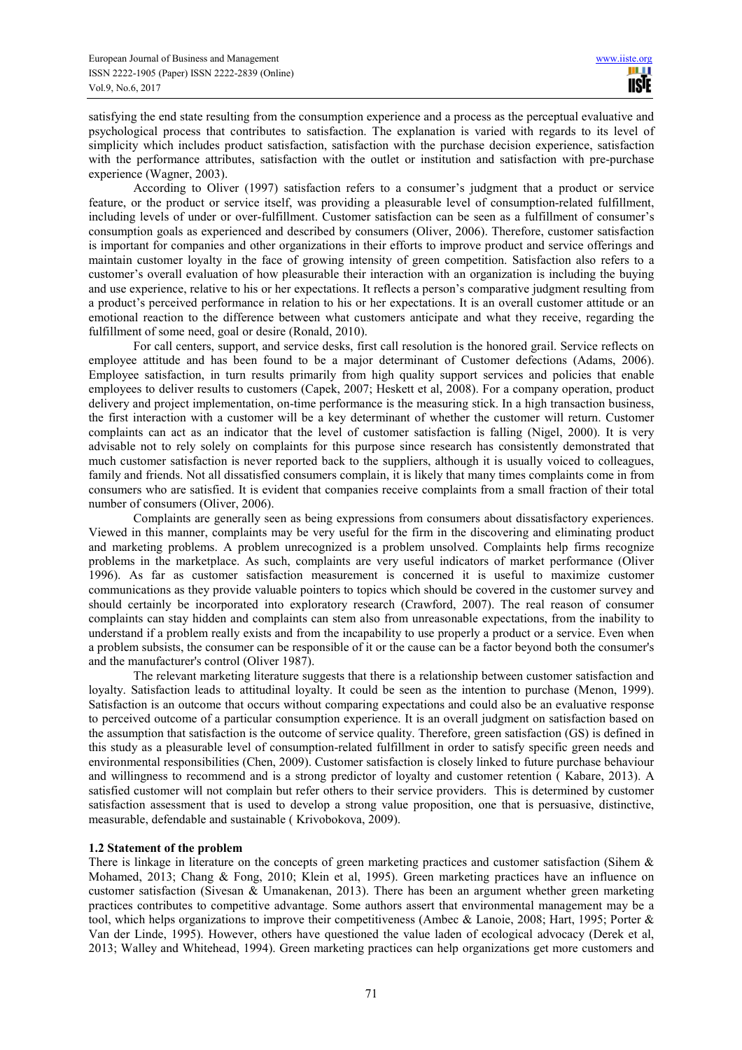satisfying the end state resulting from the consumption experience and a process as the perceptual evaluative and psychological process that contributes to satisfaction. The explanation is varied with regards to its level of simplicity which includes product satisfaction, satisfaction with the purchase decision experience, satisfaction with the performance attributes, satisfaction with the outlet or institution and satisfaction with pre-purchase experience (Wagner, 2003).

According to Oliver (1997) satisfaction refers to a consumer's judgment that a product or service feature, or the product or service itself, was providing a pleasurable level of consumption-related fulfillment, including levels of under or over-fulfillment. Customer satisfaction can be seen as a fulfillment of consumer's consumption goals as experienced and described by consumers (Oliver, 2006). Therefore, customer satisfaction is important for companies and other organizations in their efforts to improve product and service offerings and maintain customer loyalty in the face of growing intensity of green competition. Satisfaction also refers to a customer's overall evaluation of how pleasurable their interaction with an organization is including the buying and use experience, relative to his or her expectations. It reflects a person's comparative judgment resulting from a product's perceived performance in relation to his or her expectations. It is an overall customer attitude or an emotional reaction to the difference between what customers anticipate and what they receive, regarding the fulfillment of some need, goal or desire (Ronald, 2010).

For call centers, support, and service desks, first call resolution is the honored grail. Service reflects on employee attitude and has been found to be a major determinant of Customer defections (Adams, 2006). Employee satisfaction, in turn results primarily from high quality support services and policies that enable employees to deliver results to customers (Capek, 2007; Heskett et al, 2008). For a company operation, product delivery and project implementation, on-time performance is the measuring stick. In a high transaction business, the first interaction with a customer will be a key determinant of whether the customer will return. Customer complaints can act as an indicator that the level of customer satisfaction is falling (Nigel, 2000). It is very advisable not to rely solely on complaints for this purpose since research has consistently demonstrated that much customer satisfaction is never reported back to the suppliers, although it is usually voiced to colleagues, family and friends. Not all dissatisfied consumers complain, it is likely that many times complaints come in from consumers who are satisfied. It is evident that companies receive complaints from a small fraction of their total number of consumers (Oliver, 2006).

Complaints are generally seen as being expressions from consumers about dissatisfactory experiences. Viewed in this manner, complaints may be very useful for the firm in the discovering and eliminating product and marketing problems. A problem unrecognized is a problem unsolved. Complaints help firms recognize problems in the marketplace. As such, complaints are very useful indicators of market performance (Oliver 1996). As far as customer satisfaction measurement is concerned it is useful to maximize customer communications as they provide valuable pointers to topics which should be covered in the customer survey and should certainly be incorporated into exploratory research (Crawford, 2007). The real reason of consumer complaints can stay hidden and complaints can stem also from unreasonable expectations, from the inability to understand if a problem really exists and from the incapability to use properly a product or a service. Even when a problem subsists, the consumer can be responsible of it or the cause can be a factor beyond both the consumer's and the manufacturer's control (Oliver 1987).

The relevant marketing literature suggests that there is a relationship between customer satisfaction and loyalty. Satisfaction leads to attitudinal loyalty. It could be seen as the intention to purchase (Menon, 1999). Satisfaction is an outcome that occurs without comparing expectations and could also be an evaluative response to perceived outcome of a particular consumption experience. It is an overall judgment on satisfaction based on the assumption that satisfaction is the outcome of service quality. Therefore, green satisfaction (GS) is defined in this study as a pleasurable level of consumption-related fulfillment in order to satisfy specific green needs and environmental responsibilities (Chen, 2009). Customer satisfaction is closely linked to future purchase behaviour and willingness to recommend and is a strong predictor of loyalty and customer retention ( Kabare, 2013). A satisfied customer will not complain but refer others to their service providers. This is determined by customer satisfaction assessment that is used to develop a strong value proposition, one that is persuasive, distinctive, measurable, defendable and sustainable ( Krivobokova, 2009).

### 1.2 Statement of the problem

There is linkage in literature on the concepts of green marketing practices and customer satisfaction (Sihem & Mohamed, 2013; Chang & Fong, 2010; Klein et al, 1995). Green marketing practices have an influence on customer satisfaction (Sivesan & Umanakenan, 2013). There has been an argument whether green marketing practices contributes to competitive advantage. Some authors assert that environmental management may be a tool, which helps organizations to improve their competitiveness (Ambec & Lanoie, 2008; Hart, 1995; Porter & Van der Linde, 1995). However, others have questioned the value laden of ecological advocacy (Derek et al, 2013; Walley and Whitehead, 1994). Green marketing practices can help organizations get more customers and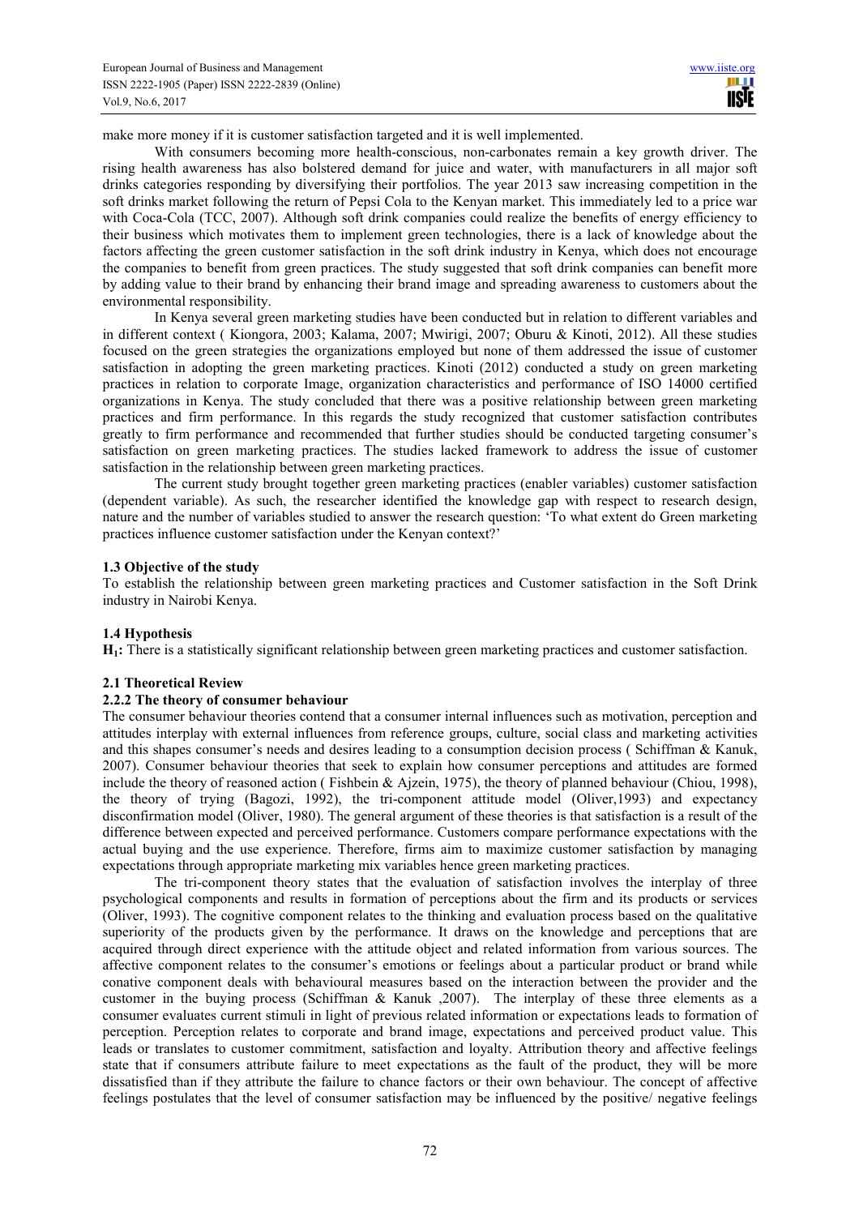make more money if it is customer satisfaction targeted and it is well implemented.

With consumers becoming more health-conscious, non-carbonates remain a key growth driver. The rising health awareness has also bolstered demand for juice and water, with manufacturers in all major soft drinks categories responding by diversifying their portfolios. The year 2013 saw increasing competition in the soft drinks market following the return of Pepsi Cola to the Kenyan market. This immediately led to a price war with Coca-Cola (TCC, 2007). Although soft drink companies could realize the benefits of energy efficiency to their business which motivates them to implement green technologies, there is a lack of knowledge about the factors affecting the green customer satisfaction in the soft drink industry in Kenya, which does not encourage the companies to benefit from green practices. The study suggested that soft drink companies can benefit more by adding value to their brand by enhancing their brand image and spreading awareness to customers about the environmental responsibility.

In Kenya several green marketing studies have been conducted but in relation to different variables and in different context ( Kiongora, 2003; Kalama, 2007; Mwirigi, 2007; Oburu & Kinoti, 2012). All these studies focused on the green strategies the organizations employed but none of them addressed the issue of customer satisfaction in adopting the green marketing practices. Kinoti (2012) conducted a study on green marketing practices in relation to corporate Image, organization characteristics and performance of ISO 14000 certified organizations in Kenya. The study concluded that there was a positive relationship between green marketing practices and firm performance. In this regards the study recognized that customer satisfaction contributes greatly to firm performance and recommended that further studies should be conducted targeting consumer's satisfaction on green marketing practices. The studies lacked framework to address the issue of customer satisfaction in the relationship between green marketing practices.

The current study brought together green marketing practices (enabler variables) customer satisfaction (dependent variable). As such, the researcher identified the knowledge gap with respect to research design, nature and the number of variables studied to answer the research question: 'To what extent do Green marketing practices influence customer satisfaction under the Kenyan context?'

### 1.3 Objective of the study

To establish the relationship between green marketing practices and Customer satisfaction in the Soft Drink industry in Nairobi Kenya.

### 1.4 Hypothesis

**$H_1$:** There is a statistically significant relationship between green marketing practices and customer satisfaction.

### 2.1 Theoretical Review

### 2.2.2 The theory of consumer behaviour

The consumer behaviour theories contend that a consumer internal influences such as motivation, perception and attitudes interplay with external influences from reference groups, culture, social class and marketing activities and this shapes consumer's needs and desires leading to a consumption decision process ( Schiffman & Kanuk, 2007). Consumer behaviour theories that seek to explain how consumer perceptions and attitudes are formed include the theory of reasoned action ( Fishbein & Ajzein, 1975), the theory of planned behaviour (Chiou, 1998), the theory of trying (Bagozi, 1992), the tri-component attitude model (Oliver,1993) and expectancy disconfirmation model (Oliver, 1980). The general argument of these theories is that satisfaction is a result of the difference between expected and perceived performance. Customers compare performance expectations with the actual buying and the use experience. Therefore, firms aim to maximize customer satisfaction by managing expectations through appropriate marketing mix variables hence green marketing practices.

The tri-component theory states that the evaluation of satisfaction involves the interplay of three psychological components and results in formation of perceptions about the firm and its products or services (Oliver, 1993). The cognitive component relates to the thinking and evaluation process based on the qualitative superiority of the products given by the performance. It draws on the knowledge and perceptions that are acquired through direct experience with the attitude object and related information from various sources. The affective component relates to the consumer's emotions or feelings about a particular product or brand while conative component deals with behavioural measures based on the interaction between the provider and the customer in the buying process (Schiffman & Kanuk ,2007). The interplay of these three elements as a consumer evaluates current stimuli in light of previous related information or expectations leads to formation of perception. Perception relates to corporate and brand image, expectations and perceived product value. This leads or translates to customer commitment, satisfaction and loyalty. Attribution theory and affective feelings state that if consumers attribute failure to meet expectations as the fault of the product, they will be more dissatisfied than if they attribute the failure to chance factors or their own behaviour. The concept of affective feelings postulates that the level of consumer satisfaction may be influenced by the positive/ negative feelings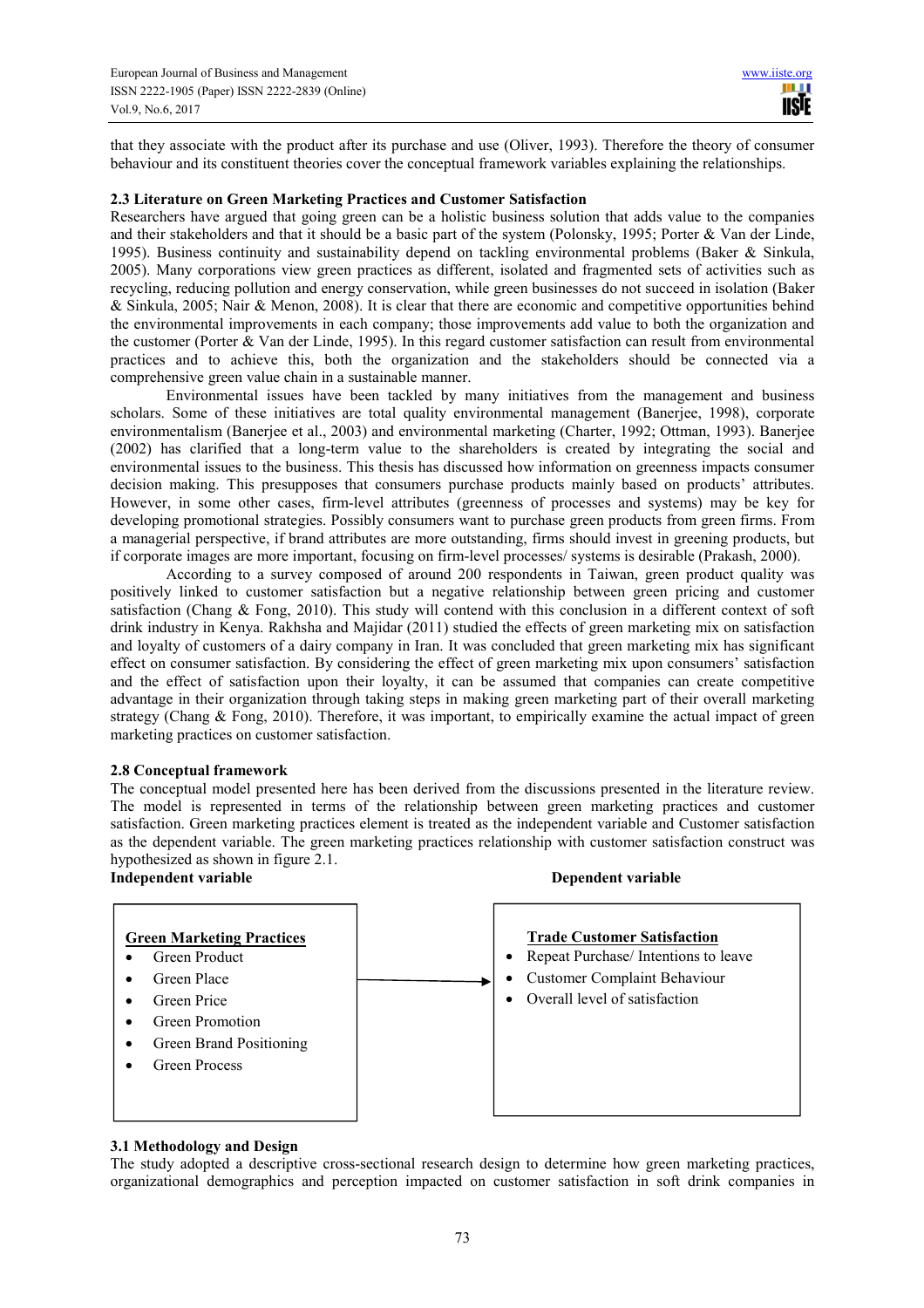that they associate with the product after its purchase and use (Oliver, 1993). Therefore the theory of consumer behaviour and its constituent theories cover the conceptual framework variables explaining the relationships.

### 2.3 Literature on Green Marketing Practices and Customer Satisfaction

Researchers have argued that going green can be a holistic business solution that adds value to the companies and their stakeholders and that it should be a basic part of the system (Polonsky, 1995; Porter & Van der Linde, 1995). Business continuity and sustainability depend on tackling environmental problems (Baker & Sinkula, 2005). Many corporations view green practices as different, isolated and fragmented sets of activities such as recycling, reducing pollution and energy conservation, while green businesses do not succeed in isolation (Baker & Sinkula, 2005; Nair & Menon, 2008). It is clear that there are economic and competitive opportunities behind the environmental improvements in each company; those improvements add value to both the organization and the customer (Porter & Van der Linde, 1995). In this regard customer satisfaction can result from environmental practices and to achieve this, both the organization and the stakeholders should be connected via a comprehensive green value chain in a sustainable manner.

Environmental issues have been tackled by many initiatives from the management and business scholars. Some of these initiatives are total quality environmental management (Banerjee, 1998), corporate environmentalism (Banerjee et al., 2003) and environmental marketing (Charter, 1992; Ottman, 1993). Banerjee (2002) has clarified that a long-term value to the shareholders is created by integrating the social and environmental issues to the business. This thesis has discussed how information on greenness impacts consumer decision making. This presupposes that consumers purchase products mainly based on products' attributes. However, in some other cases, firm-level attributes (greenness of processes and systems) may be key for developing promotional strategies. Possibly consumers want to purchase green products from green firms. From a managerial perspective, if brand attributes are more outstanding, firms should invest in greening products, but if corporate images are more important, focusing on firm-level processes/ systems is desirable (Prakash, 2000).

According to a survey composed of around 200 respondents in Taiwan, green product quality was positively linked to customer satisfaction but a negative relationship between green pricing and customer satisfaction (Chang & Fong, 2010). This study will contend with this conclusion in a different context of soft drink industry in Kenya. Rakhsha and Majidar (2011) studied the effects of green marketing mix on satisfaction and loyalty of customers of a dairy company in Iran. It was concluded that green marketing mix has significant effect on consumer satisfaction. By considering the effect of green marketing mix upon consumers' satisfaction and the effect of satisfaction upon their loyalty, it can be assumed that companies can create competitive advantage in their organization through taking steps in making green marketing part of their overall marketing strategy (Chang & Fong, 2010). Therefore, it was important, to empirically examine the actual impact of green marketing practices on customer satisfaction.

### 2.8 Conceptual framework

The conceptual model presented here has been derived from the discussions presented in the literature review. The model is represented in terms of the relationship between green marketing practices and customer satisfaction. Green marketing practices element is treated as the independent variable and Customer satisfaction as the dependent variable. The green marketing practices relationship with customer satisfaction construct was hypothesized as shown in figure 2.1.

| **Independent variable** | | **Dependent variable** |
|---|---|---|
| **Green Marketing Practices**<br>• Green Product<br>• Green Place<br>• Green Price<br>• Green Promotion<br>• Green Brand Positioning<br>• Green Process | → | **Trade Customer Satisfaction**<br>• Repeat Purchase/ Intentions to leave<br>• Customer Complaint Behaviour<br>• Overall level of satisfaction |

### 3.1 Methodology and Design

The study adopted a descriptive cross-sectional research design to determine how green marketing practices, organizational demographics and perception impacted on customer satisfaction in soft drink companies in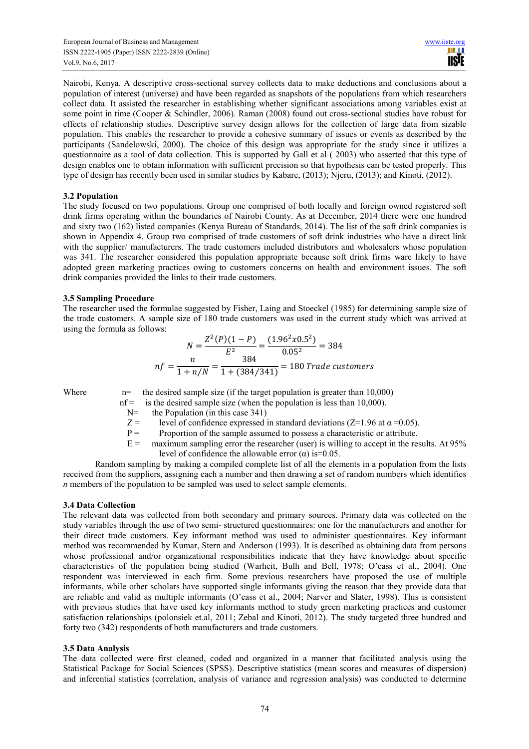Nairobi, Kenya. A descriptive cross-sectional survey collects data to make deductions and conclusions about a population of interest (universe) and have been regarded as snapshots of the populations from which researchers collect data. It assisted the researcher in establishing whether significant associations among variables exist at some point in time (Cooper & Schindler, 2006). Raman (2008) found out cross-sectional studies have robust for effects of relationship studies. Descriptive survey design allows for the collection of large data from sizable population. This enables the researcher to provide a cohesive summary of issues or events as described by the participants (Sandelowski, 2000). The choice of this design was appropriate for the study since it utilizes a questionnaire as a tool of data collection. This is supported by Gall et al ( 2003) who asserted that this type of design enables one to obtain information with sufficient precision so that hypothesis can be tested properly. This type of design has recently been used in similar studies by Kabare, (2013); Njeru, (2013); and Kinoti, (2012).

### 3.2 Population

The study focused on two populations. Group one comprised of both locally and foreign owned registered soft drink firms operating within the boundaries of Nairobi County. As at December, 2014 there were one hundred and sixty two (162) listed companies (Kenya Bureau of Standards, 2014). The list of the soft drink companies is shown in Appendix 4. Group two comprised of trade customers of soft drink industries who have a direct link with the supplier/ manufacturers. The trade customers included distributors and wholesalers whose population was 341. The researcher considered this population appropriate because soft drink firms ware likely to have adopted green marketing practices owing to customers concerns on health and environment issues. The soft drink companies provided the links to their trade customers.

### 3.5 Sampling Procedure

The researcher used the formulae suggested by Fisher, Laing and Stoeckel (1985) for determining sample size of the trade customers. A sample size of 180 trade customers was used in the current study which was arrived at using the formula as follows:

$$N = \frac{Z^2(P)(1-P)}{E^2} = \frac{(1.96^2 x 0.5^2)}{0.05^2} = 384$$

$$nf = \frac{n}{1+n/N} = \frac{384}{1+(384/341)} = 180\ Trade\ customers$$

Where

- n= the desired sample size (if the target population is greater than 10,000)
- nf = is the desired sample size (when the population is less than 10,000).
- N= the Population (in this case 341)
- Z = level of confidence expressed in standard deviations (Z=1.96 at α =0.05).
- P = Proportion of the sample assumed to possess a characteristic or attribute.
- E = maximum sampling error the researcher (user) is willing to accept in the results. At 95% level of confidence the allowable error (α) is=0.05.

Random sampling by making a compiled complete list of all the elements in a population from the lists received from the suppliers, assigning each a number and then drawing a set of random numbers which identifies *n* members of the population to be sampled was used to select sample elements.

### 3.4 Data Collection

The relevant data was collected from both secondary and primary sources. Primary data was collected on the study variables through the use of two semi- structured questionnaires: one for the manufacturers and another for their direct trade customers. Key informant method was used to administer questionnaires. Key informant method was recommended by Kumar, Stern and Anderson (1993). It is described as obtaining data from persons whose professional and/or organizational responsibilities indicate that they have knowledge about specific characteristics of the population being studied (Warheit, Bulh and Bell, 1978; O'cass et al., 2004). One respondent was interviewed in each firm. Some previous researchers have proposed the use of multiple informants, while other scholars have supported single informants giving the reason that they provide data that are reliable and valid as multiple informants (O'cass et al., 2004; Narver and Slater, 1998). This is consistent with previous studies that have used key informants method to study green marketing practices and customer satisfaction relationships (polonsiek et.al, 2011; Zebal and Kinoti, 2012). The study targeted three hundred and forty two (342) respondents of both manufacturers and trade customers.

### 3.5 Data Analysis

The data collected were first cleaned, coded and organized in a manner that facilitated analysis using the Statistical Package for Social Sciences (SPSS). Descriptive statistics (mean scores and measures of dispersion) and inferential statistics (correlation, analysis of variance and regression analysis) was conducted to determine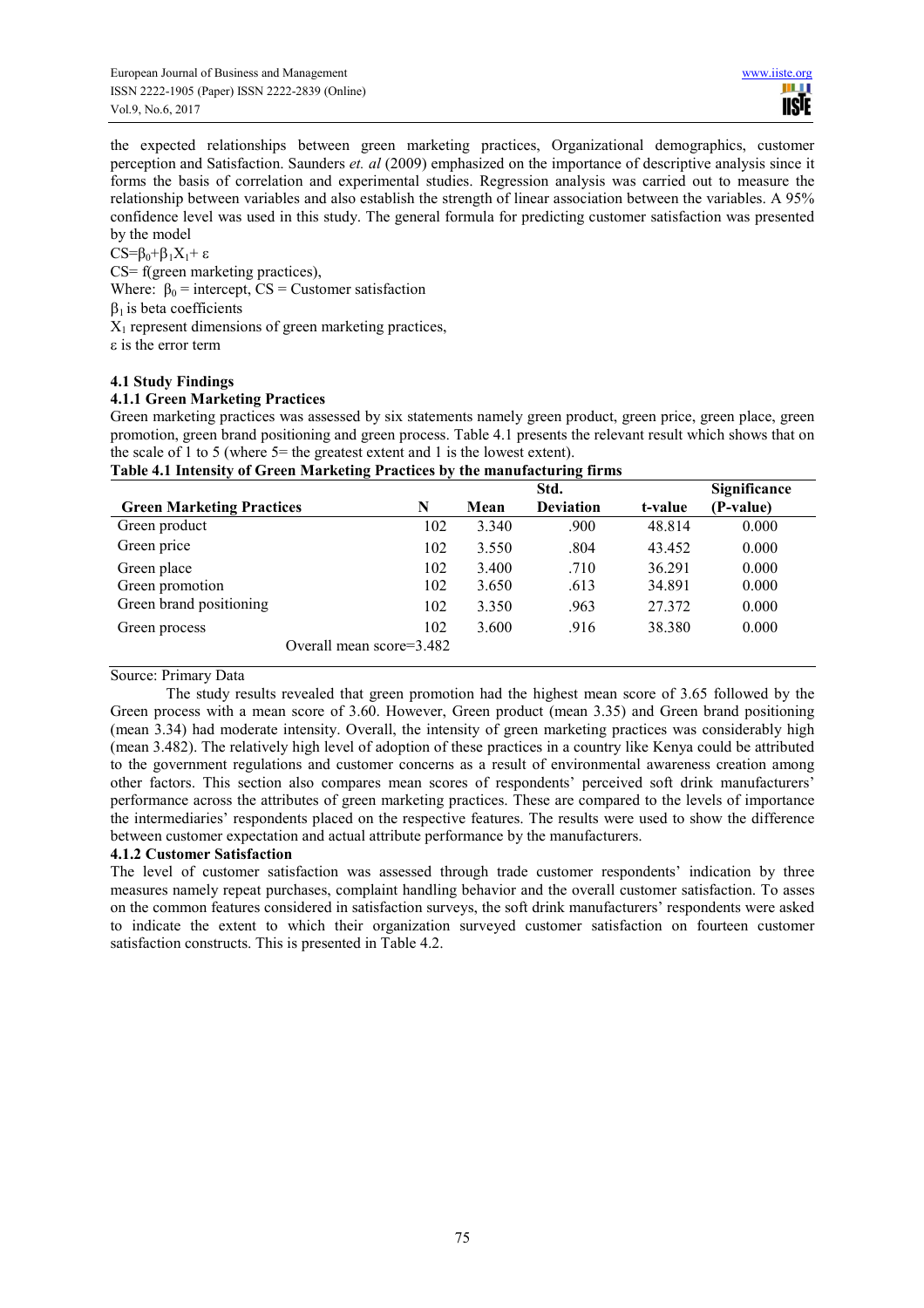the expected relationships between green marketing practices, Organizational demographics, customer perception and Satisfaction. Saunders *et. al* (2009) emphasized on the importance of descriptive analysis since it forms the basis of correlation and experimental studies. Regression analysis was carried out to measure the relationship between variables and also establish the strength of linear association between the variables. A 95% confidence level was used in this study. The general formula for predicting customer satisfaction was presented by the model

$CS=\beta_0+\beta_1X_1+\varepsilon$

CS= f(green marketing practices),

Where: $\beta_0$ = intercept, CS = Customer satisfaction

$\beta_1$ is beta coefficients

$X_1$ represent dimensions of green marketing practices,

$\varepsilon$ is the error term

### 4.1 Study Findings

#### 4.1.1 Green Marketing Practices

Green marketing practices was assessed by six statements namely green product, green price, green place, green promotion, green brand positioning and green process. Table 4.1 presents the relevant result which shows that on the scale of 1 to 5 (where 5= the greatest extent and 1 is the lowest extent).

**Table 4.1 Intensity of Green Marketing Practices by the manufacturing firms**

| Green Marketing Practices | N | Mean | Std. Deviation | t-value | Significance (P-value) |
|---|---|---|---|---|---|
| Green product | 102 | 3.340 | .900 | 48.814 | 0.000 |
| Green price | 102 | 3.550 | .804 | 43.452 | 0.000 |
| Green place | 102 | 3.400 | .710 | 36.291 | 0.000 |
| Green promotion | 102 | 3.650 | .613 | 34.891 | 0.000 |
| Green brand positioning | 102 | 3.350 | .963 | 27.372 | 0.000 |
| Green process | 102 | 3.600 | .916 | 38.380 | 0.000 |
| Overall mean score=3.482 | | | | | |

Source: Primary Data

The study results revealed that green promotion had the highest mean score of 3.65 followed by the Green process with a mean score of 3.60. However, Green product (mean 3.35) and Green brand positioning (mean 3.34) had moderate intensity. Overall, the intensity of green marketing practices was considerably high (mean 3.482). The relatively high level of adoption of these practices in a country like Kenya could be attributed to the government regulations and customer concerns as a result of environmental awareness creation among other factors. This section also compares mean scores of respondents' perceived soft drink manufacturers' performance across the attributes of green marketing practices. These are compared to the levels of importance the intermediaries' respondents placed on the respective features. The results were used to show the difference between customer expectation and actual attribute performance by the manufacturers.

#### 4.1.2 Customer Satisfaction

The level of customer satisfaction was assessed through trade customer respondents' indication by three measures namely repeat purchases, complaint handling behavior and the overall customer satisfaction. To asses on the common features considered in satisfaction surveys, the soft drink manufacturers' respondents were asked to indicate the extent to which their organization surveyed customer satisfaction on fourteen customer satisfaction constructs. This is presented in Table 4.2.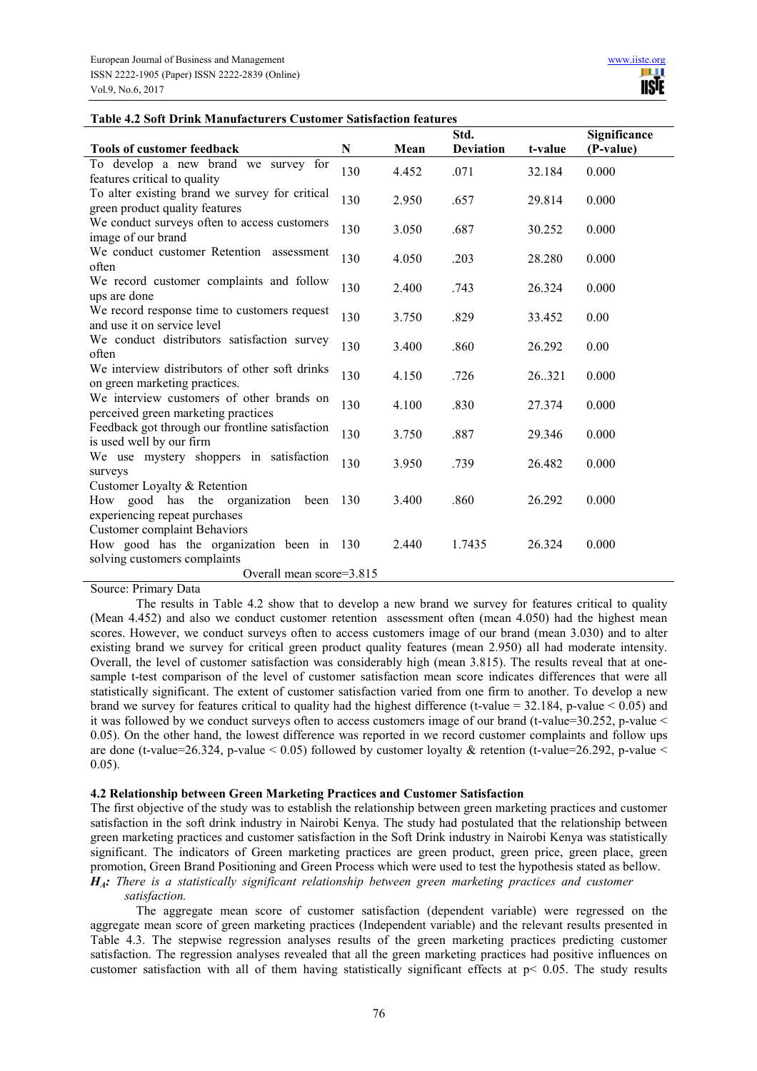**Table 4.2 Soft Drink Manufacturers Customer Satisfaction features**

| Tools of customer feedback | N | Mean | Std. Deviation | t-value | Significance (P-value) |
|---|---|---|---|---|---|
| To develop a new brand we survey for features critical to quality | 130 | 4.452 | .071 | 32.184 | 0.000 |
| To alter existing brand we survey for critical green product quality features | 130 | 2.950 | .657 | 29.814 | 0.000 |
| We conduct surveys often to access customers image of our brand | 130 | 3.050 | .687 | 30.252 | 0.000 |
| We conduct customer Retention assessment often | 130 | 4.050 | .203 | 28.280 | 0.000 |
| We record customer complaints and follow ups are done | 130 | 2.400 | .743 | 26.324 | 0.000 |
| We record response time to customers request and use it on service level | 130 | 3.750 | .829 | 33.452 | 0.00 |
| We conduct distributors satisfaction survey often | 130 | 3.400 | .860 | 26.292 | 0.00 |
| We interview distributors of other soft drinks on green marketing practices. | 130 | 4.150 | .726 | 26..321 | 0.000 |
| We interview customers of other brands on perceived green marketing practices | 130 | 4.100 | .830 | 27.374 | 0.000 |
| Feedback got through our frontline satisfaction is used well by our firm | 130 | 3.750 | .887 | 29.346 | 0.000 |
| We use mystery shoppers in satisfaction surveys | 130 | 3.950 | .739 | 26.482 | 0.000 |
| Customer Loyalty & Retention | | | | | |
| How good has the organization been experiencing repeat purchases | 130 | 3.400 | .860 | 26.292 | 0.000 |
| Customer complaint Behaviors | | | | | |
| How good has the organization been in solving customers complaints | 130 | 2.440 | 1.7435 | 26.324 | 0.000 |
| Overall mean score=3.815 | | | | | |

Source: Primary Data

The results in Table 4.2 show that to develop a new brand we survey for features critical to quality (Mean 4.452) and also we conduct customer retention assessment often (mean 4.050) had the highest mean scores. However, we conduct surveys often to access customers image of our brand (mean 3.030) and to alter existing brand we survey for critical green product quality features (mean 2.950) all had moderate intensity. Overall, the level of customer satisfaction was considerably high (mean 3.815). The results reveal that at one-sample t-test comparison of the level of customer satisfaction mean score indicates differences that were all statistically significant. The extent of customer satisfaction varied from one firm to another. To develop a new brand we survey for features critical to quality had the highest difference (t-value = 32.184, p-value < 0.05) and it was followed by we conduct surveys often to access customers image of our brand (t-value=30.252, p-value < 0.05). On the other hand, the lowest difference was reported in we record customer complaints and follow ups are done (t-value=26.324, p-value < 0.05) followed by customer loyalty & retention (t-value=26.292, p-value < 0.05).

### 4.2 Relationship between Green Marketing Practices and Customer Satisfaction

The first objective of the study was to establish the relationship between green marketing practices and customer satisfaction in the soft drink industry in Nairobi Kenya. The study had postulated that the relationship between green marketing practices and customer satisfaction in the Soft Drink industry in Nairobi Kenya was statistically significant. The indicators of Green marketing practices are green product, green price, green place, green promotion, Green Brand Positioning and Green Process which were used to test the hypothesis stated as bellow.

***$H_A$: There is a statistically significant relationship between green marketing practices and customer satisfaction.***

The aggregate mean score of customer satisfaction (dependent variable) were regressed on the aggregate mean score of green marketing practices (Independent variable) and the relevant results presented in Table 4.3. The stepwise regression analyses results of the green marketing practices predicting customer satisfaction. The regression analyses revealed that all the green marketing practices had positive influences on customer satisfaction with all of them having statistically significant effects at $p< 0.05$. The study results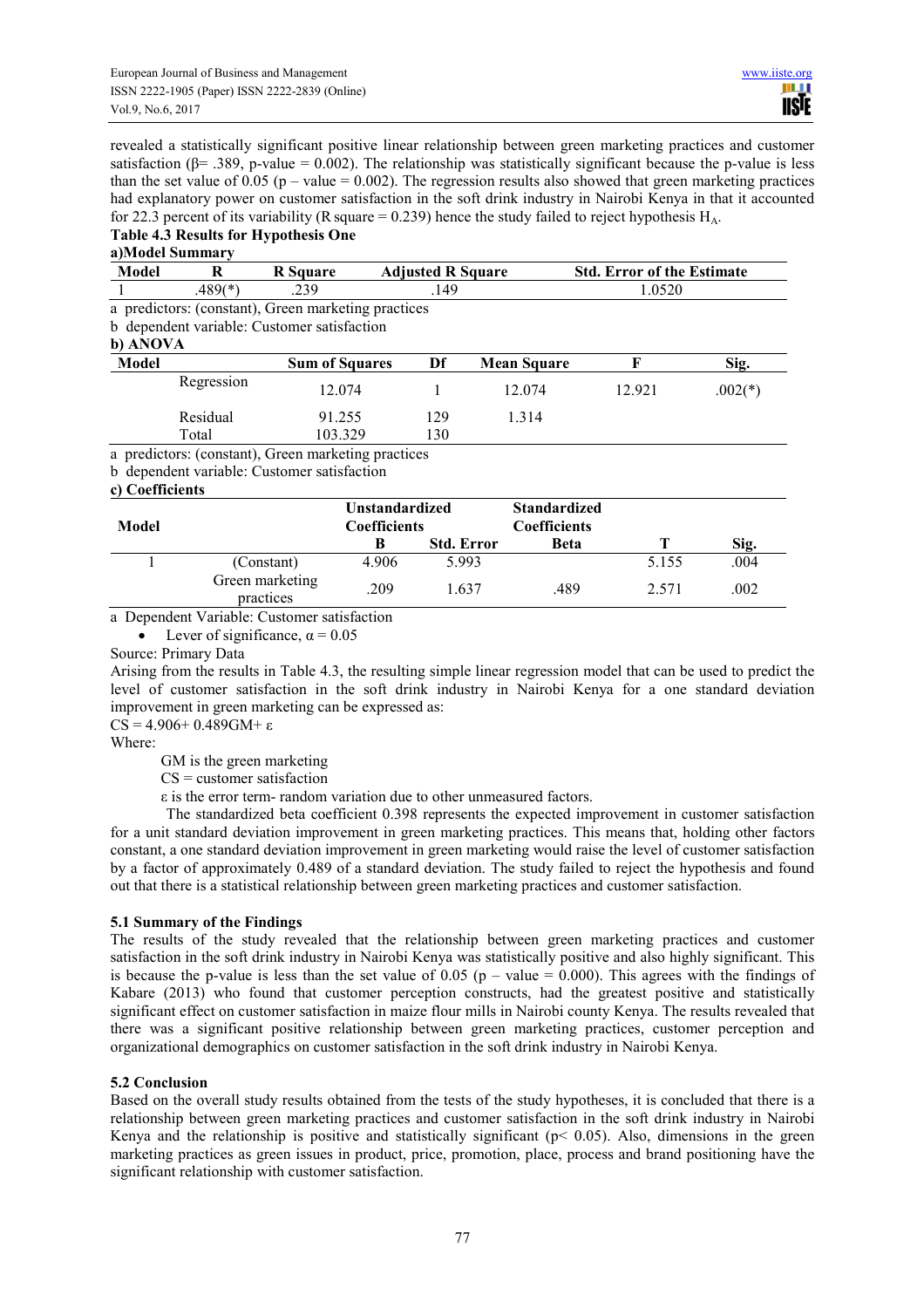revealed a statistically significant positive linear relationship between green marketing practices and customer satisfaction ($\beta$= .389, p-value = 0.002). The relationship was statistically significant because the p-value is less than the set value of 0.05 (p – value = 0.002). The regression results also showed that green marketing practices had explanatory power on customer satisfaction in the soft drink industry in Nairobi Kenya in that it accounted for 22.3 percent of its variability (R square = 0.239) hence the study failed to reject hypothesis $H_A$.

**Table 4.3 Results for Hypothesis One**

**a)Model Summary**

| Model | R | R Square | Adjusted R Square | Std. Error of the Estimate |
|---|---|---|---|---|
| 1 | .489(*) | .239 | .149 | 1.0520 |

a predictors: (constant), Green marketing practices

b dependent variable: Customer satisfaction

**b) ANOVA**

| Model | | Sum of Squares | Df | Mean Square | F | Sig. |
|---|---|---|---|---|---|---|
| | Regression | 12.074 | 1 | 12.074 | 12.921 | .002(*) |
| | Residual | 91.255 | 129 | 1.314 | | |
| | Total | 103.329 | 130 | | | |

a predictors: (constant), Green marketing practices

b dependent variable: Customer satisfaction

**c) Coefficients**

| Model | | Unstandardized Coefficients | | Standardized Coefficients | | |
|---|---|---|---|---|---|---|
| | | B | Std. Error | Beta | T | Sig. |
| 1 | (Constant) | 4.906 | 5.993 | | 5.155 | .004 |
| | Green marketing practices | .209 | 1.637 | .489 | 2.571 | .002 |

a Dependent Variable: Customer satisfaction

- Lever of significance, $\alpha = 0.05$

Source: Primary Data

Arising from the results in Table 4.3, the resulting simple linear regression model that can be used to predict the level of customer satisfaction in the soft drink industry in Nairobi Kenya for a one standard deviation improvement in green marketing can be expressed as:

$CS = 4.906 + 0.489GM + \varepsilon$

Where:

GM is the green marketing

CS = customer satisfaction

$\varepsilon$ is the error term- random variation due to other unmeasured factors.

The standardized beta coefficient 0.398 represents the expected improvement in customer satisfaction for a unit standard deviation improvement in green marketing practices. This means that, holding other factors constant, a one standard deviation improvement in green marketing would raise the level of customer satisfaction by a factor of approximately 0.489 of a standard deviation. The study failed to reject the hypothesis and found out that there is a statistical relationship between green marketing practices and customer satisfaction.

## 5.1 Summary of the Findings

The results of the study revealed that the relationship between green marketing practices and customer satisfaction in the soft drink industry in Nairobi Kenya was statistically positive and also highly significant. This is because the p-value is less than the set value of 0.05 (p – value = 0.000). This agrees with the findings of Kabare (2013) who found that customer perception constructs, had the greatest positive and statistically significant effect on customer satisfaction in maize flour mills in Nairobi county Kenya. The results revealed that there was a significant positive relationship between green marketing practices, customer perception and organizational demographics on customer satisfaction in the soft drink industry in Nairobi Kenya.

## 5.2 Conclusion

Based on the overall study results obtained from the tests of the study hypotheses, it is concluded that there is a relationship between green marketing practices and customer satisfaction in the soft drink industry in Nairobi Kenya and the relationship is positive and statistically significant ($p < 0.05$). Also, dimensions in the green marketing practices as green issues in product, price, promotion, place, process and brand positioning have the significant relationship with customer satisfaction.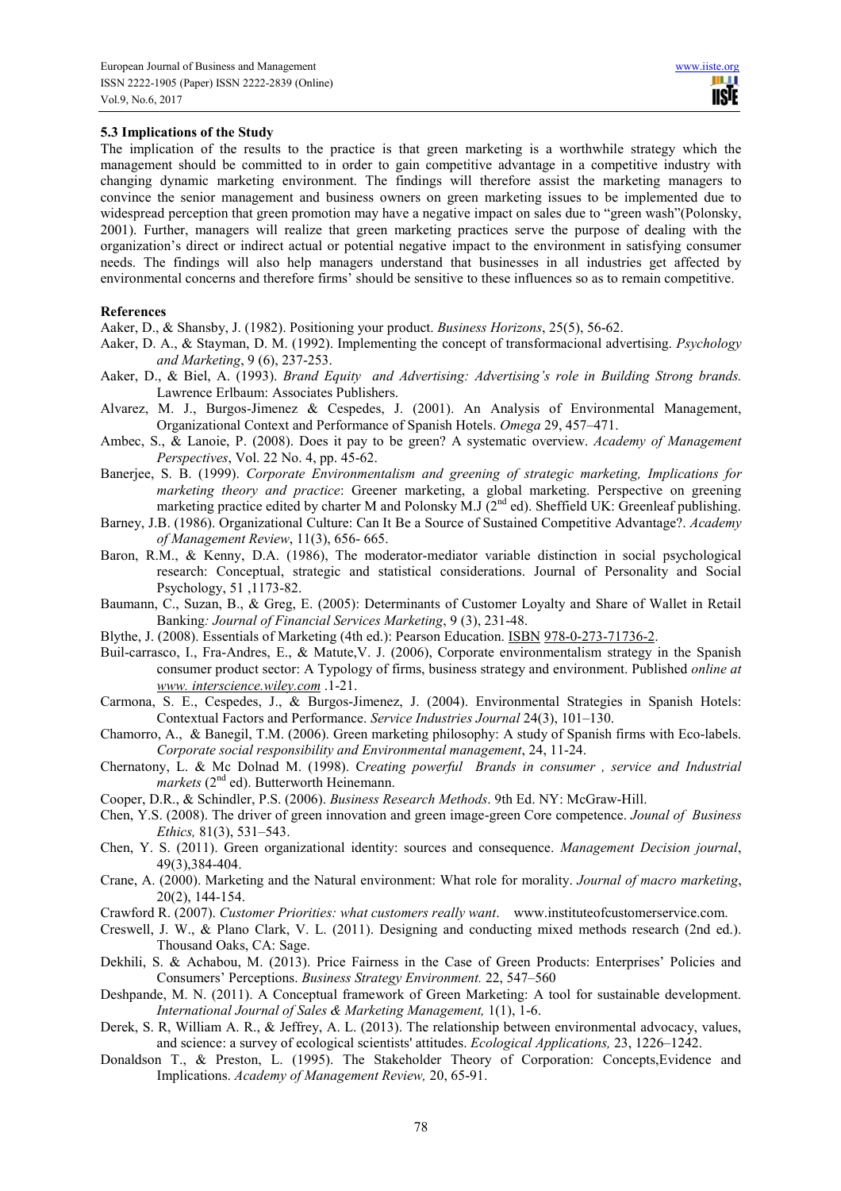### 5.3 Implications of the Study

The implication of the results to the practice is that green marketing is a worthwhile strategy which the management should be committed to in order to gain competitive advantage in a competitive industry with changing dynamic marketing environment. The findings will therefore assist the marketing managers to convince the senior management and business owners on green marketing issues to be implemented due to widespread perception that green promotion may have a negative impact on sales due to "green wash"(Polonsky, 2001). Further, managers will realize that green marketing practices serve the purpose of dealing with the organization's direct or indirect actual or potential negative impact to the environment in satisfying consumer needs. The findings will also help managers understand that businesses in all industries get affected by environmental concerns and therefore firms' should be sensitive to these influences so as to remain competitive.

### References

Aaker, D., & Shansby, J. (1982). Positioning your product. *Business Horizons*, 25(5), 56-62.

Aaker, D. A., & Stayman, D. M. (1992). Implementing the concept of transformacional advertising. *Psychology and Marketing*, 9 (6), 237-253.

Aaker, D., & Biel, A. (1993). *Brand Equity and Advertising: Advertising's role in Building Strong brands.* Lawrence Erlbaum: Associates Publishers.

Alvarez, M. J., Burgos-Jimenez & Cespedes, J. (2001). An Analysis of Environmental Management, Organizational Context and Performance of Spanish Hotels. *Omega* 29, 457–471.

Ambec, S., & Lanoie, P. (2008). Does it pay to be green? A systematic overview. *Academy of Management Perspectives*, Vol. 22 No. 4, pp. 45-62.

Banerjee, S. B. (1999). *Corporate Environmentalism and greening of strategic marketing, Implications for marketing theory and practice*: Greener marketing, a global marketing. Perspective on greening marketing practice edited by charter M and Polonsky M.J (2nd ed). Sheffield UK: Greenleaf publishing.

Barney, J.B. (1986). Organizational Culture: Can It Be a Source of Sustained Competitive Advantage?. *Academy of Management Review*, 11(3), 656- 665.

Baron, R.M., & Kenny, D.A. (1986), The moderator-mediator variable distinction in social psychological research: Conceptual, strategic and statistical considerations. Journal of Personality and Social Psychology, 51 ,1173-82.

Baumann, C., Suzan, B., & Greg, E. (2005): Determinants of Customer Loyalty and Share of Wallet in Retail Banking*: Journal of Financial Services Marketing*, 9 (3), 231-48.

Blythe, J. (2008). Essentials of Marketing (4th ed.): Pearson Education. ISBN 978-0-273-71736-2.

Buil-carrasco, I., Fra-Andres, E., & Matute,V. J. (2006), Corporate environmentalism strategy in the Spanish consumer product sector: A Typology of firms, business strategy and environment. Published *online at www. interscience.wiley.com* .1-21.

Carmona, S. E., Cespedes, J., & Burgos-Jimenez, J. (2004). Environmental Strategies in Spanish Hotels: Contextual Factors and Performance. *Service Industries Journal* 24(3), 101–130.

Chamorro, A., & Banegil, T.M. (2006). Green marketing philosophy: A study of Spanish firms with Eco-labels. *Corporate social responsibility and Environmental management*, 24, 11-24.

Chernatony, L. & Mc Dolnad M. (1998). *Creating powerful Brands in consumer , service and Industrial markets* (2nd ed). Butterworth Heinemann.

Cooper, D.R., & Schindler, P.S. (2006). *Business Research Methods*. 9th Ed. NY: McGraw-Hill.

Chen, Y.S. (2008). The driver of green innovation and green image-green Core competence. *Jounal of Business Ethics,* 81(3), 531–543.

Chen, Y. S. (2011). Green organizational identity: sources and consequence. *Management Decision journal*, 49(3),384-404.

Crane, A. (2000). Marketing and the Natural environment: What role for morality. *Journal of macro marketing*, 20(2), 144-154.

Crawford R. (2007). *Customer Priorities: what customers really want*. www.instituteofcustomerservice.com.

Creswell, J. W., & Plano Clark, V. L. (2011). Designing and conducting mixed methods research (2nd ed.). Thousand Oaks, CA: Sage.

Dekhili, S. & Achabou, M. (2013). Price Fairness in the Case of Green Products: Enterprises' Policies and Consumers' Perceptions. *Business Strategy Environment.* 22, 547–560

Deshpande, M. N. (2011). A Conceptual framework of Green Marketing: A tool for sustainable development. *International Journal of Sales & Marketing Management,* 1(1), 1-6.

Derek, S. R, William A. R., & Jeffrey, A. L. (2013). The relationship between environmental advocacy, values, and science: a survey of ecological scientists' attitudes. *Ecological Applications,* 23, 1226–1242.

Donaldson T., & Preston, L. (1995). The Stakeholder Theory of Corporation: Concepts,Evidence and Implications. *Academy of Management Review,* 20, 65-91.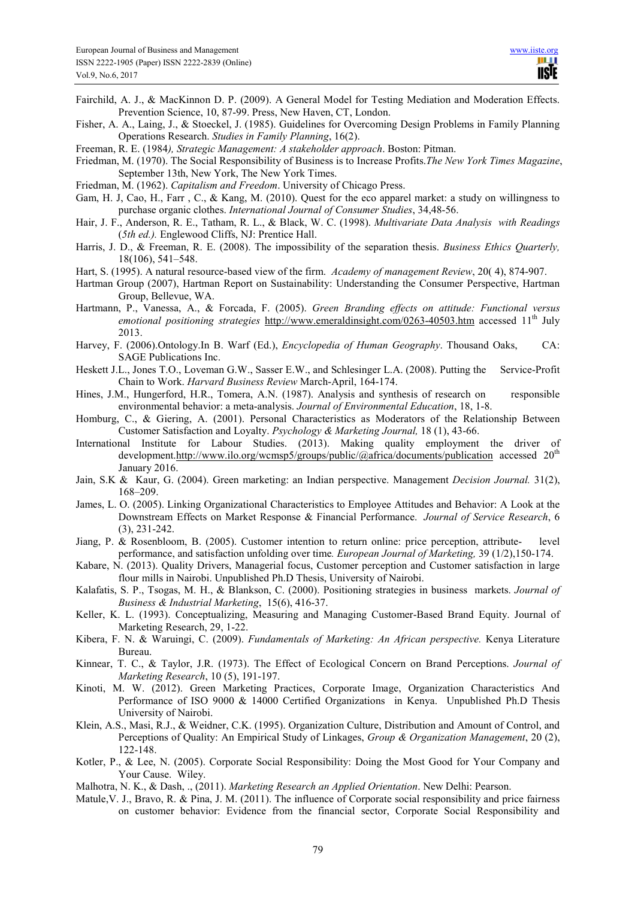Fairchild, A. J., & MacKinnon D. P. (2009). A General Model for Testing Mediation and Moderation Effects. Prevention Science, 10, 87-99. Press, New Haven, CT, London.

Fisher, A. A., Laing, J., & Stoeckel, J. (1985). Guidelines for Overcoming Design Problems in Family Planning Operations Research. *Studies in Family Planning*, 16(2).

Freeman, R. E. (1984*), Strategic Management: A stakeholder approach*. Boston: Pitman.

Friedman, M. (1970). The Social Responsibility of Business is to Increase Profits.*The New York Times Magazine*, September 13th, New York, The New York Times.

Friedman, M. (1962). *Capitalism and Freedom*. University of Chicago Press.

Gam, H. J, Cao, H., Farr , C., & Kang, M. (2010). Quest for the eco apparel market: a study on willingness to purchase organic clothes. *International Journal of Consumer Studies*, 34,48-56.

Hair, J. F., Anderson, R. E., Tatham, R. L., & Black, W. C. (1998). *Multivariate Data Analysis with Readings* (*5th ed.).* Englewood Cliffs, NJ: Prentice Hall.

Harris, J. D., & Freeman, R. E. (2008). The impossibility of the separation thesis. *Business Ethics Quarterly,* 18(106), 541–548.

Hart, S. (1995). A natural resource-based view of the firm. *Academy of management Review*, 20( 4), 874-907.

Hartman Group (2007), Hartman Report on Sustainability: Understanding the Consumer Perspective, Hartman Group, Bellevue, WA.

Hartmann, P., Vanessa, A., & Forcada, F. (2005). *Green Branding effects on attitude: Functional versus emotional positioning strategies* http://www.emeraldinsight.com/0263-40503.htm accessed 11[th] July 2013.

Harvey, F. (2006).Ontology.In B. Warf (Ed.), *Encyclopedia of Human Geography*. Thousand Oaks, CA: SAGE Publications Inc.

Heskett J.L., Jones T.O., Loveman G.W., Sasser E.W., and Schlesinger L.A. (2008). Putting the Service-Profit Chain to Work. *Harvard Business Review* March-April, 164-174.

Hines, J.M., Hungerford, H.R., Tomera, A.N. (1987). Analysis and synthesis of research on responsible environmental behavior: a meta-analysis. *Journal of Environmental Education*, 18, 1-8.

Homburg, C., & Giering, A. (2001). Personal Characteristics as Moderators of the Relationship Between Customer Satisfaction and Loyalty. *Psychology & Marketing Journal,* 18 (1), 43-66.

International Institute for Labour Studies. (2013). Making quality employment the driver of development.http://www.ilo.org/wcmsp5/groups/public/@africa/documents/publication accessed 20[th] January 2016.

Jain, S.K & Kaur, G. (2004). Green marketing: an Indian perspective. Management *Decision Journal.* 31(2), 168–209.

James, L. O. (2005). Linking Organizational Characteristics to Employee Attitudes and Behavior: A Look at the Downstream Effects on Market Response & Financial Performance. *Journal of Service Research*, 6 (3), 231-242.

Jiang, P. & Rosenbloom, B. (2005). Customer intention to return online: price perception, attribute- level performance, and satisfaction unfolding over time*. European Journal of Marketing,* 39 (1/2),150-174.

Kabare, N. (2013). Quality Drivers, Managerial focus, Customer perception and Customer satisfaction in large flour mills in Nairobi. Unpublished Ph.D Thesis, University of Nairobi.

Kalafatis, S. P., Tsogas, M. H., & Blankson, C. (2000). Positioning strategies in business markets. *Journal of Business & Industrial Marketing*, 15(6), 416-37.

Keller, K. L. (1993). Conceptualizing, Measuring and Managing Customer-Based Brand Equity. Journal of Marketing Research, 29, 1-22.

Kibera, F. N. & Waruingi, C. (2009). *Fundamentals of Marketing: An African perspective.* Kenya Literature Bureau.

Kinnear, T. C., & Taylor, J.R. (1973). The Effect of Ecological Concern on Brand Perceptions. *Journal of Marketing Research*, 10 (5), 191-197.

Kinoti, M. W. (2012). Green Marketing Practices, Corporate Image, Organization Characteristics And Performance of ISO 9000 & 14000 Certified Organizations in Kenya. Unpublished Ph.D Thesis University of Nairobi.

Klein, A.S., Masi, R.J., & Weidner, C.K. (1995). Organization Culture, Distribution and Amount of Control, and Perceptions of Quality: An Empirical Study of Linkages, *Group & Organization Management*, 20 (2), 122-148.

Kotler, P., & Lee, N. (2005). Corporate Social Responsibility: Doing the Most Good for Your Company and Your Cause. Wiley.

Malhotra, N. K., & Dash, ., (2011). *Marketing Research an Applied Orientation*. New Delhi: Pearson.

Matule,V. J., Bravo, R. & Pina, J. M. (2011). The influence of Corporate social responsibility and price fairness on customer behavior: Evidence from the financial sector, Corporate Social Responsibility and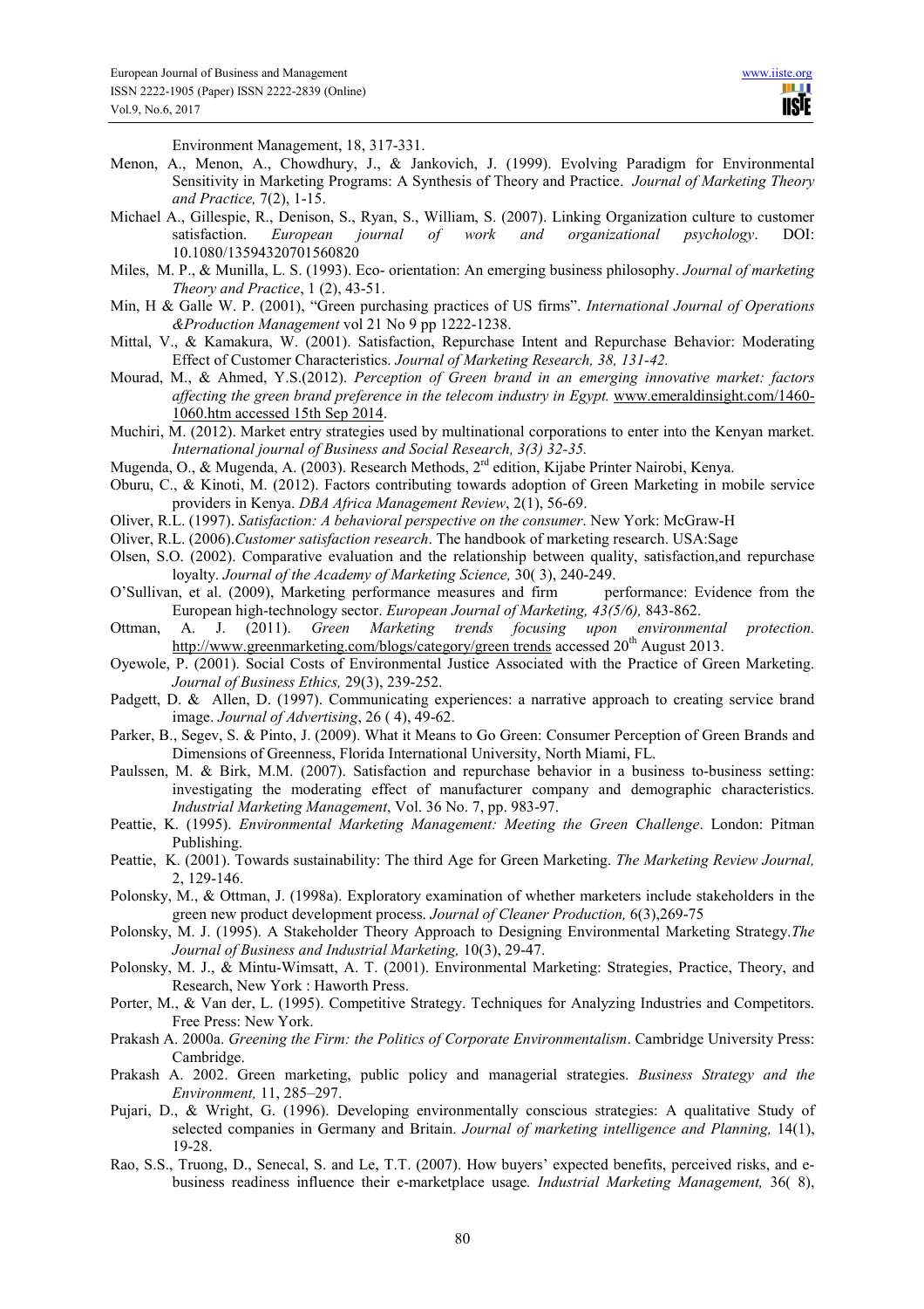Environment Management, 18, 317-331.

Menon, A., Menon, A., Chowdhury, J., & Jankovich, J. (1999). Evolving Paradigm for Environmental Sensitivity in Marketing Programs: A Synthesis of Theory and Practice. *Journal of Marketing Theory and Practice,* 7(2), 1-15.

Michael A., Gillespie, R., Denison, S., Ryan, S., William, S. (2007). Linking Organization culture to customer satisfaction. *European journal of work and organizational psychology*. DOI: 10.1080/13594320701560820

Miles, M. P., & Munilla, L. S. (1993). Eco- orientation: An emerging business philosophy. *Journal of marketing Theory and Practice*, 1 (2), 43-51.

Min, H & Galle W. P. (2001), "Green purchasing practices of US firms". *International Journal of Operations &Production Management* vol 21 No 9 pp 1222-1238.

Mittal, V., & Kamakura, W. (2001). Satisfaction, Repurchase Intent and Repurchase Behavior: Moderating Effect of Customer Characteristics. *Journal of Marketing Research, 38, 131-42.*

Mourad, M., & Ahmed, Y.S.(2012). *Perception of Green brand in an emerging innovative market: factors affecting the green brand preference in the telecom industry in Egypt.* www.emeraldinsight.com/1460-1060.htm accessed 15th Sep 2014.

Muchiri, M. (2012). Market entry strategies used by multinational corporations to enter into the Kenyan market. *International journal of Business and Social Research, 3(3) 32-35.*

Mugenda, O., & Mugenda, A. (2003). Research Methods, 2[nd] edition, Kijabe Printer Nairobi, Kenya.

Oburu, C., & Kinoti, M. (2012). Factors contributing towards adoption of Green Marketing in mobile service providers in Kenya. *DBA Africa Management Review*, 2(1), 56-69.

Oliver, R.L. (1997). *Satisfaction: A behavioral perspective on the consumer*. New York: McGraw-H

Oliver, R.L. (2006).*Customer satisfaction research*. The handbook of marketing research. USA:Sage

Olsen, S.O. (2002). Comparative evaluation and the relationship between quality, satisfaction,and repurchase loyalty. *Journal of the Academy of Marketing Science,* 30( 3), 240-249.

O'Sullivan, et al. (2009), Marketing performance measures and firm performance: Evidence from the European high-technology sector. *European Journal of Marketing, 43(5/6),* 843-862.

Ottman, A. J. (2011). *Green Marketing trends focusing upon environmental protection.* http://www.greenmarketing.com/blogs/category/green trends accessed 20[th] August 2013.

Oyewole, P. (2001). Social Costs of Environmental Justice Associated with the Practice of Green Marketing. *Journal of Business Ethics,* 29(3), 239-252.

Padgett, D. & Allen, D. (1997). Communicating experiences: a narrative approach to creating service brand image. *Journal of Advertising*, 26 ( 4), 49-62.

Parker, B., Segev, S. & Pinto, J. (2009). What it Means to Go Green: Consumer Perception of Green Brands and Dimensions of Greenness, Florida International University, North Miami, FL.

Paulssen, M. & Birk, M.M. (2007). Satisfaction and repurchase behavior in a business to-business setting: investigating the moderating effect of manufacturer company and demographic characteristics. *Industrial Marketing Management*, Vol. 36 No. 7, pp. 983-97.

Peattie, K. (1995). *Environmental Marketing Management: Meeting the Green Challenge*. London: Pitman Publishing.

Peattie, K. (2001). Towards sustainability: The third Age for Green Marketing. *The Marketing Review Journal,* 2, 129-146.

Polonsky, M., & Ottman, J. (1998a). Exploratory examination of whether marketers include stakeholders in the green new product development process. *Journal of Cleaner Production,* 6(3),269-75

Polonsky, M. J. (1995). A Stakeholder Theory Approach to Designing Environmental Marketing Strategy.*The Journal of Business and Industrial Marketing,* 10(3), 29-47.

Polonsky, M. J., & Mintu-Wimsatt, A. T. (2001). Environmental Marketing: Strategies, Practice, Theory, and Research, New York : Haworth Press.

Porter, M., & Van der, L. (1995). Competitive Strategy. Techniques for Analyzing Industries and Competitors. Free Press: New York.

Prakash A. 2000a. *Greening the Firm: the Politics of Corporate Environmentalism*. Cambridge University Press: Cambridge.

Prakash A. 2002. Green marketing, public policy and managerial strategies. *Business Strategy and the Environment,* 11, 285–297.

Pujari, D., & Wright, G. (1996). Developing environmentally conscious strategies: A qualitative Study of selected companies in Germany and Britain. *Journal of marketing intelligence and Planning,* 14(1), 19-28.

Rao, S.S., Truong, D., Senecal, S. and Le, T.T. (2007). How buyers' expected benefits, perceived risks, and e-business readiness influence their e-marketplace usage*. Industrial Marketing Management,* 36( 8),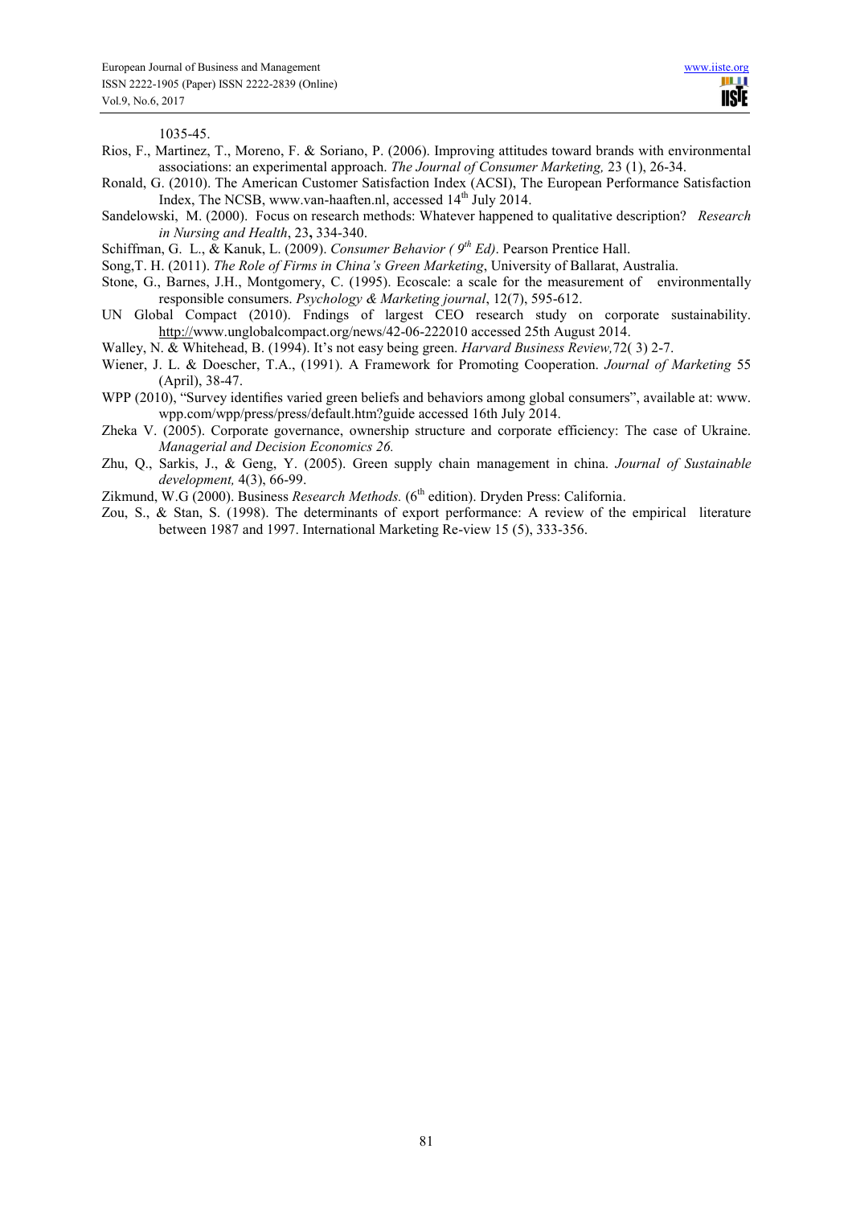1035-45.

Rios, F., Martinez, T., Moreno, F. & Soriano, P. (2006). Improving attitudes toward brands with environmental associations: an experimental approach. *The Journal of Consumer Marketing,* 23 (1), 26-34.

Ronald, G. (2010). The American Customer Satisfaction Index (ACSI), The European Performance Satisfaction Index, The NCSB, www.van-haaften.nl, accessed 14th July 2014.

Sandelowski, M. (2000). Focus on research methods: Whatever happened to qualitative description? *Research in Nursing and Health*, 23**,** 334-340.

Schiffman, G. L., & Kanuk, L. (2009). *Consumer Behavior ( 9th Ed)*. Pearson Prentice Hall.

Song,T. H. (2011). *The Role of Firms in China's Green Marketing*, University of Ballarat, Australia.

Stone, G., Barnes, J.H., Montgomery, C. (1995). Ecoscale: a scale for the measurement of environmentally responsible consumers. *Psychology & Marketing journal*, 12(7), 595-612.

UN Global Compact (2010). Fndings of largest CEO research study on corporate sustainability. http://www.unglobalcompact.org/news/42-06-222010 accessed 25th August 2014.

Walley, N. & Whitehead, B. (1994). It's not easy being green. *Harvard Business Review,*72( 3) 2-7.

Wiener, J. L. & Doescher, T.A., (1991). A Framework for Promoting Cooperation. *Journal of Marketing* 55 (April), 38-47.

WPP (2010), "Survey identifies varied green beliefs and behaviors among global consumers", available at: www. wpp.com/wpp/press/press/default.htm?guide accessed 16th July 2014.

Zheka V. (2005). Corporate governance, ownership structure and corporate efficiency: The case of Ukraine. *Managerial and Decision Economics 26.*

Zhu, Q., Sarkis, J., & Geng, Y. (2005). Green supply chain management in china. *Journal of Sustainable development,* 4(3), 66-99.

Zikmund, W.G (2000). Business *Research Methods.* (6th edition). Dryden Press: California.

Zou, S., & Stan, S. (1998). The determinants of export performance: A review of the empirical literature between 1987 and 1997. International Marketing Re-view 15 (5), 333-356.